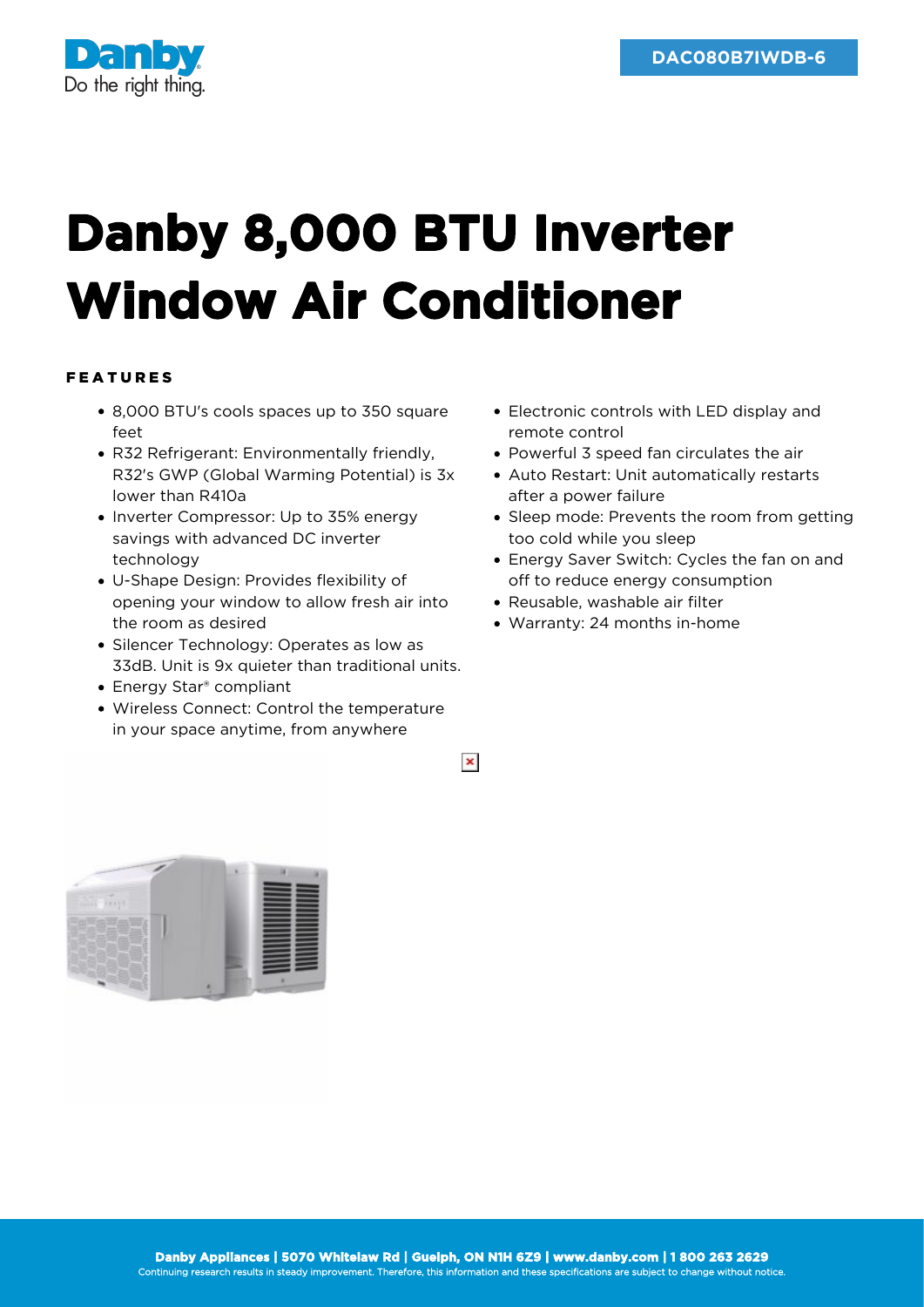DAC080B7IWDB-6

# Danby 8,000 BTU Inverter Window Air Conditioner

## FEATURES

- 8,000 BTU's cools spaces up to 350 square feet
- R32 Refrigerant: Environmentally friendly, R32's GWP (Global Warming Potential) is 3x lower than R410a
- Inverter Compressor: Up to 35% energy savings with advanced DC inverter technology
- U-Shape Design: Provides flexibility of opening your window to allow fresh air into the room as desired
- Silencer Technology: Operates as low as 33dB. Unit is 9x quieter than traditional units.
- Energy Star® compliant
- Wireless Connect: Control the temperature in your space anytime, from anywhere
- Electronic controls with LED display and remote control
- Powerful 3 speed fan circulates the air
- Auto Restart: Unit automatically restarts after a power failure
- Sleep mode: Prevents the room from getting too cold while you sleep
- Energy Saver Switch: Cycles the fan on and off to reduce energy consumption
- Reusable, washable air filter
- Warranty: 24 months in-home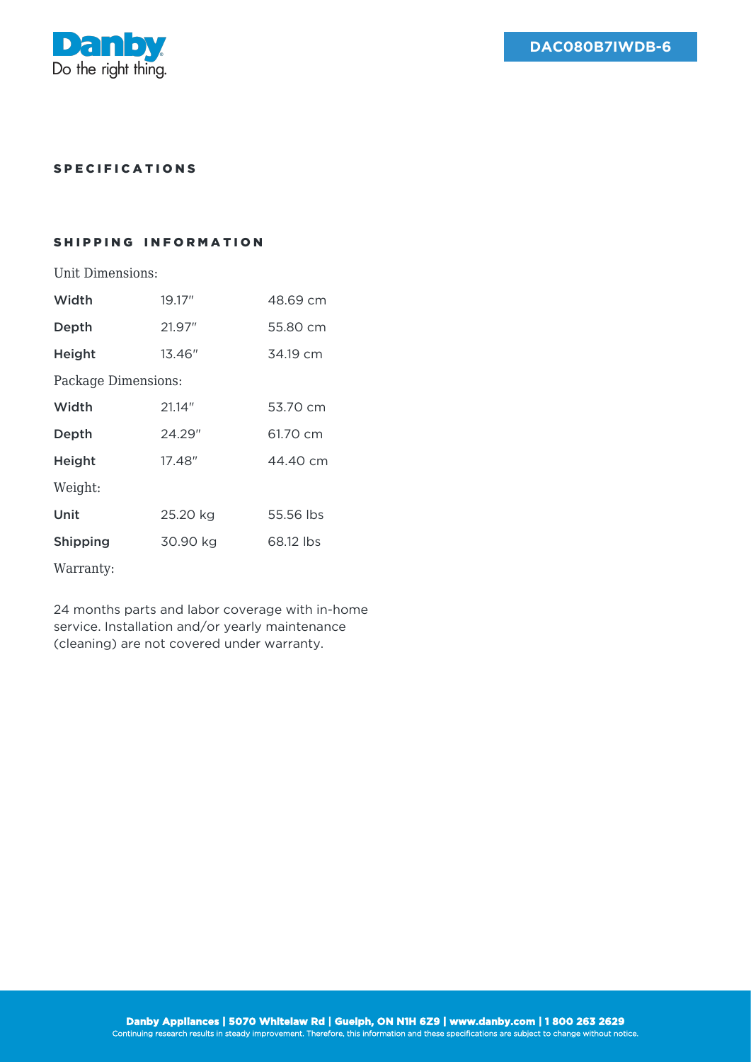## SPECIFICATIONS

### SHIPPING INFORMATION

Unit Dimensions:

| | | |
|---|---|---|
| **Width** | 19.17″ | 48.69 cm |
| **Depth** | 21.97″ | 55.80 cm |
| **Height** | 13.46″ | 34.19 cm |

Package Dimensions:

| | | |
|---|---|---|
| **Width** | 21.14″ | 53.70 cm |
| **Depth** | 24.29″ | 61.70 cm |
| **Height** | 17.48″ | 44.40 cm |

Weight:

| | | |
|---|---|---|
| **Unit** | 25.20 kg | 55.56 lbs |
| **Shipping** | 30.90 kg | 68.12 lbs |

Warranty:

24 months parts and labor coverage with in-home service. Installation and/or yearly maintenance (cleaning) are not covered under warranty.